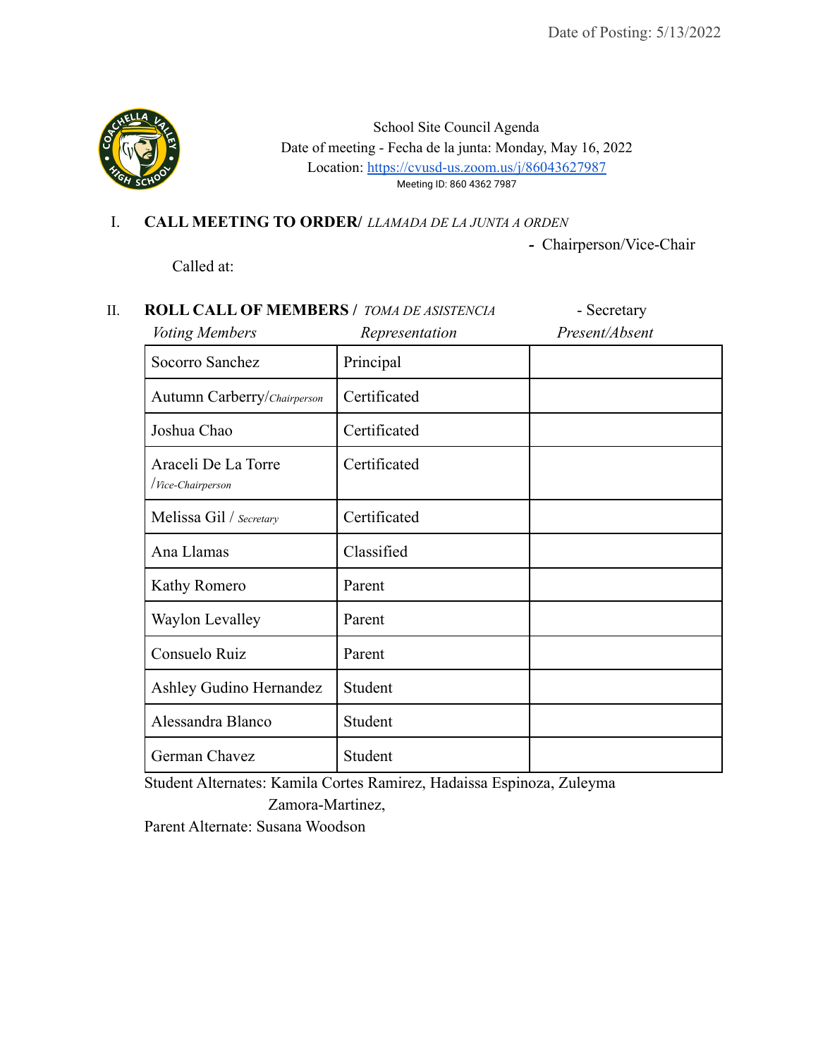Date of Posting: 5/13/2022

School Site Council Agenda
Date of meeting - Fecha de la junta: Monday, May 16, 2022
Location: https://cvusd-us.zoom.us/j/86043627987
Meeting ID: 860 4362 7987

## I. CALL MEETING TO ORDER/ *LLAMADA DE LA JUNTA A ORDEN*

- Chairperson/Vice-Chair

Called at:

## II. ROLL CALL OF MEMBERS / *TOMA DE ASISTENCIA*

- Secretary

| *Voting Members* | *Representation* | *Present/Absent* |
|---|---|---|
| Socorro Sanchez | Principal | |
| Autumn Carberry/*Chairperson* | Certificated | |
| Joshua Chao | Certificated | |
| Araceli De La Torre /*Vice-Chairperson* | Certificated | |
| Melissa Gil / *Secretary* | Certificated | |
| Ana Llamas | Classified | |
| Kathy Romero | Parent | |
| Waylon Levalley | Parent | |
| Consuelo Ruiz | Parent | |
| Ashley Gudino Hernandez | Student | |
| Alessandra Blanco | Student | |
| German Chavez | Student | |

Student Alternates: Kamila Cortes Ramirez, Hadaissa Espinoza, Zuleyma Zamora-Martinez,

Parent Alternate: Susana Woodson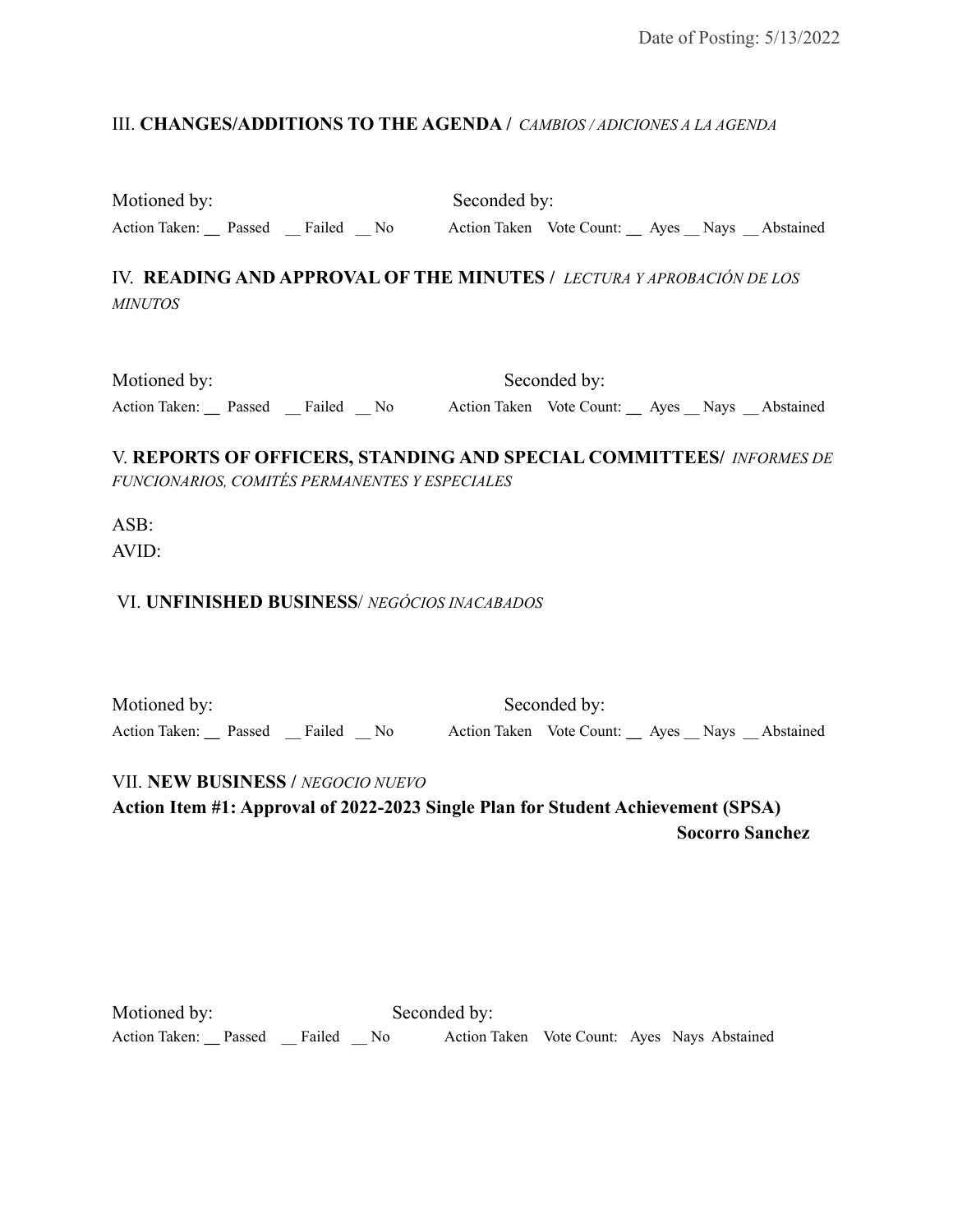Date of Posting: 5/13/2022

## III. **CHANGES/ADDITIONS TO THE AGENDA /** *CAMBIOS / ADICIONES A LA AGENDA*

Motioned by: Seconded by:

Action Taken: __ Passed __ Failed __ No Action Taken Vote Count: __ Ayes __ Nays __ Abstained

## IV. **READING AND APPROVAL OF THE MINUTES /** *LECTURA Y APROBACIÓN DE LOS MINUTOS*

Motioned by: Seconded by:

Action Taken: __ Passed __ Failed __ No Action Taken Vote Count: __ Ayes __ Nays __ Abstained

## V. **REPORTS OF OFFICERS, STANDING AND SPECIAL COMMITTEES/** *INFORMES DE FUNCIONARIOS, COMITÉS PERMANENTES Y ESPECIALES*

ASB:

AVID:

## VI. **UNFINISHED BUSINESS/** *NEGÓCIOS INACABADOS*

Motioned by: Seconded by:

Action Taken: __ Passed __ Failed __ No Action Taken Vote Count: __ Ayes __ Nays __ Abstained

## VII. **NEW BUSINESS /** *NEGOCIO NUEVO*

**Action Item #1: Approval of 2022-2023 Single Plan for Student Achievement (SPSA)**

**Socorro Sanchez**

Motioned by: Seconded by:

Action Taken: __ Passed __ Failed __ No Action Taken Vote Count: Ayes Nays Abstained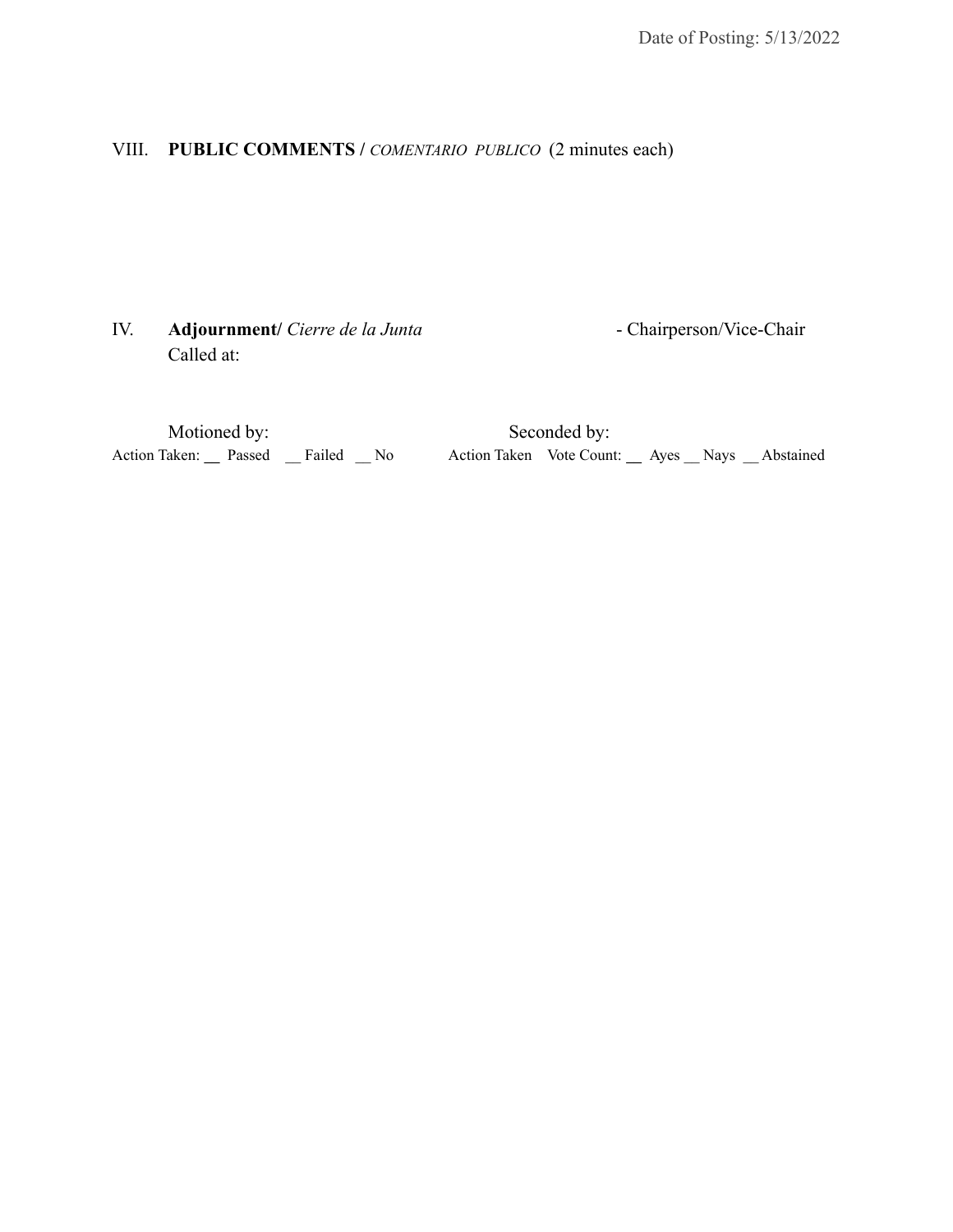VIII. **PUBLIC COMMENTS /** *COMENTARIO PUBLICO* (2 minutes each)

IV. **Adjournment/** *Cierre de la Junta* - Chairperson/Vice-Chair
Called at:

Motioned by: Seconded by:

Action Taken: __ Passed __ Failed __ No Action Taken Vote Count: __ Ayes __ Nays __ Abstained